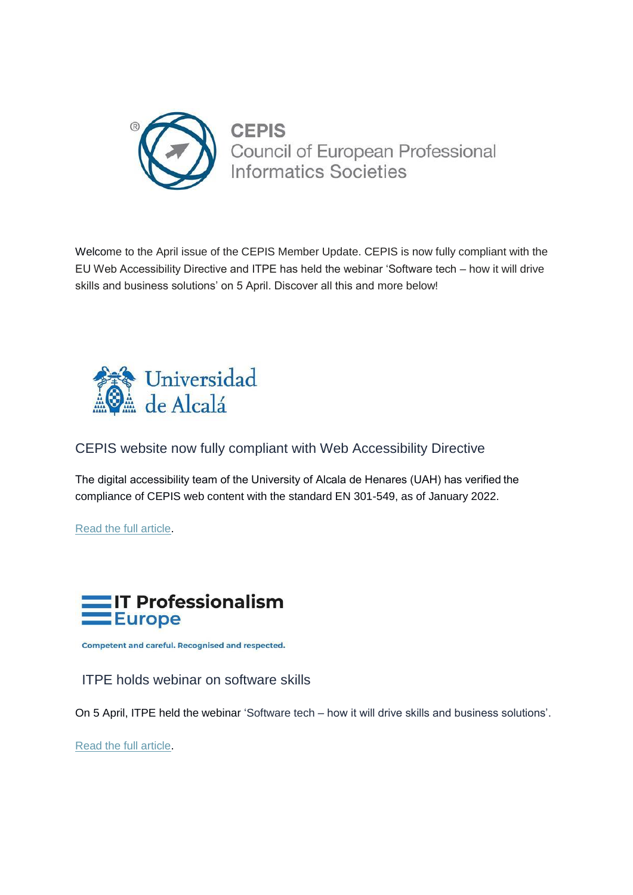CEPIS
Council of European Professional Informatics Societies

Welcome to the April issue of the CEPIS Member Update. CEPIS is now fully compliant with the EU Web Accessibility Directive and ITPE has held the webinar 'Software tech – how it will drive skills and business solutions' on 5 April. Discover all this and more below!

Universidad de Alcalá

## CEPIS website now fully compliant with Web Accessibility Directive

The digital accessibility team of the University of Alcala de Henares (UAH) has verified the compliance of CEPIS web content with the standard EN 301-549, as of January 2022.

Read the full article.

IT Professionalism Europe

Competent and careful. Recognised and respected.

## ITPE holds webinar on software skills

On 5 April, ITPE held the webinar 'Software tech – how it will drive skills and business solutions'.

Read the full article.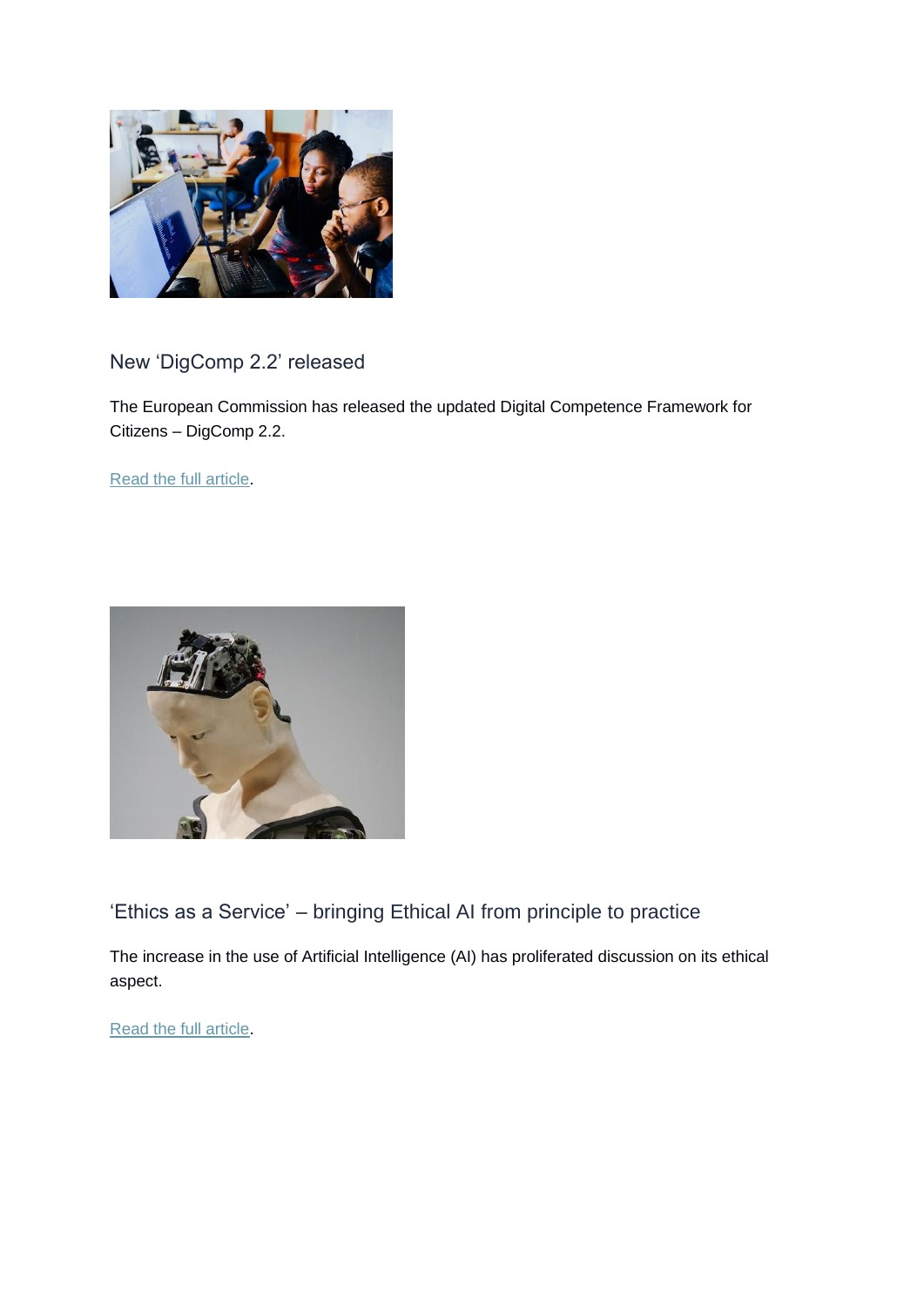## New ‘DigComp 2.2’ released

The European Commission has released the updated Digital Competence Framework for Citizens – DigComp 2.2.

Read the full article.

## ‘Ethics as a Service’ – bringing Ethical AI from principle to practice

The increase in the use of Artificial Intelligence (AI) has proliferated discussion on its ethical aspect.

Read the full article.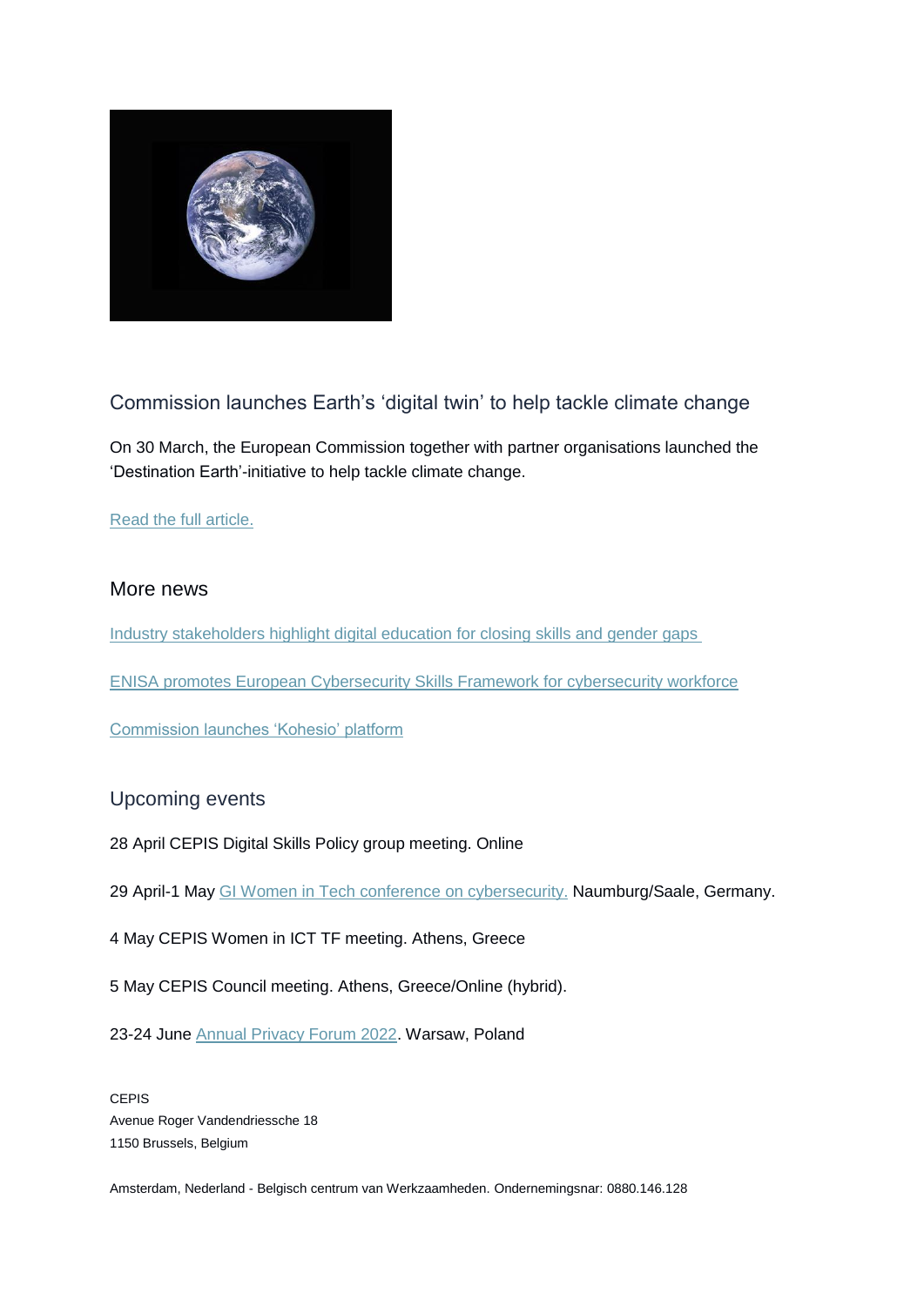## Commission launches Earth's 'digital twin' to help tackle climate change

On 30 March, the European Commission together with partner organisations launched the 'Destination Earth'-initiative to help tackle climate change.

Read the full article.

## More news

Industry stakeholders highlight digital education for closing skills and gender gaps

ENISA promotes European Cybersecurity Skills Framework for cybersecurity workforce

Commission launches 'Kohesio' platform

## Upcoming events

28 April CEPIS Digital Skills Policy group meeting. Online

29 April-1 May GI Women in Tech conference on cybersecurity. Naumburg/Saale, Germany.

4 May CEPIS Women in ICT TF meeting. Athens, Greece

5 May CEPIS Council meeting. Athens, Greece/Online (hybrid).

23-24 June Annual Privacy Forum 2022. Warsaw, Poland

CEPIS
Avenue Roger Vandendriessche 18
1150 Brussels, Belgium

Amsterdam, Nederland - Belgisch centrum van Werkzaamheden. Ondernemingsnar: 0880.146.128